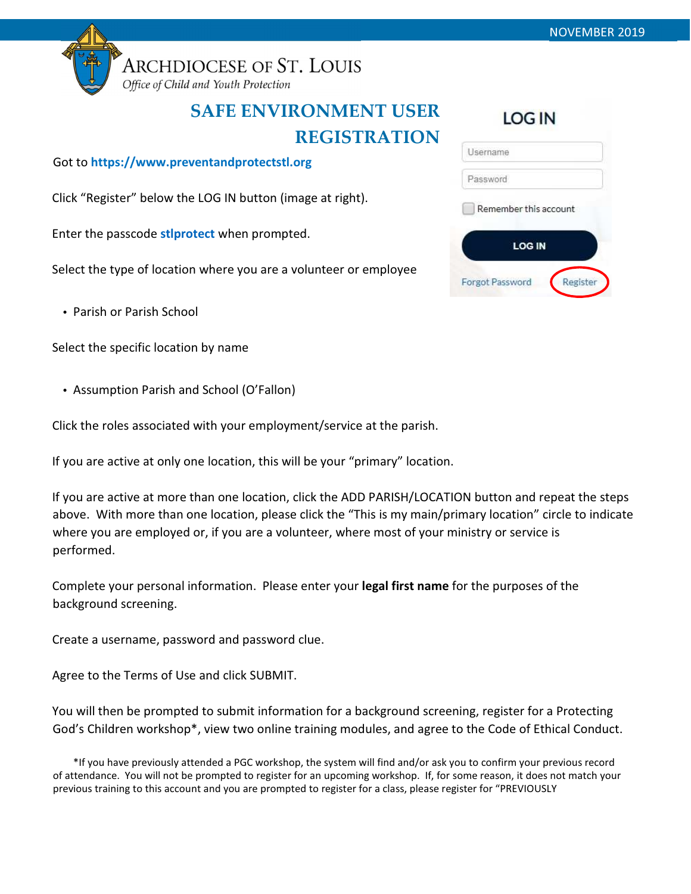NOVEMBER 2019

ARCHDIOCESE OF ST. LOUIS
*Office of Child and Youth Protection*

# SAFE ENVIRONMENT USER REGISTRATION

LOG IN

Username

Password

Remember this account

LOG IN

Forgot Password Register

Got to **https://www.preventandprotectstl.org**

Click "Register" below the LOG IN button (image at right).

Enter the passcode **stlprotect** when prompted.

Select the type of location where you are a volunteer or employee

- Parish or Parish School

Select the specific location by name

- Assumption Parish and School (O'Fallon)

Click the roles associated with your employment/service at the parish.

If you are active at only one location, this will be your "primary" location.

If you are active at more than one location, click the ADD PARISH/LOCATION button and repeat the steps above. With more than one location, please click the "This is my main/primary location" circle to indicate where you are employed or, if you are a volunteer, where most of your ministry or service is performed.

Complete your personal information. Please enter your **legal first name** for the purposes of the background screening.

Create a username, password and password clue.

Agree to the Terms of Use and click SUBMIT.

You will then be prompted to submit information for a background screening, register for a Protecting God's Children workshop*, view two online training modules, and agree to the Code of Ethical Conduct.

*If you have previously attended a PGC workshop, the system will find and/or ask you to confirm your previous record of attendance. You will not be prompted to register for an upcoming workshop. If, for some reason, it does not match your previous training to this account and you are prompted to register for a class, please register for "PREVIOUSLY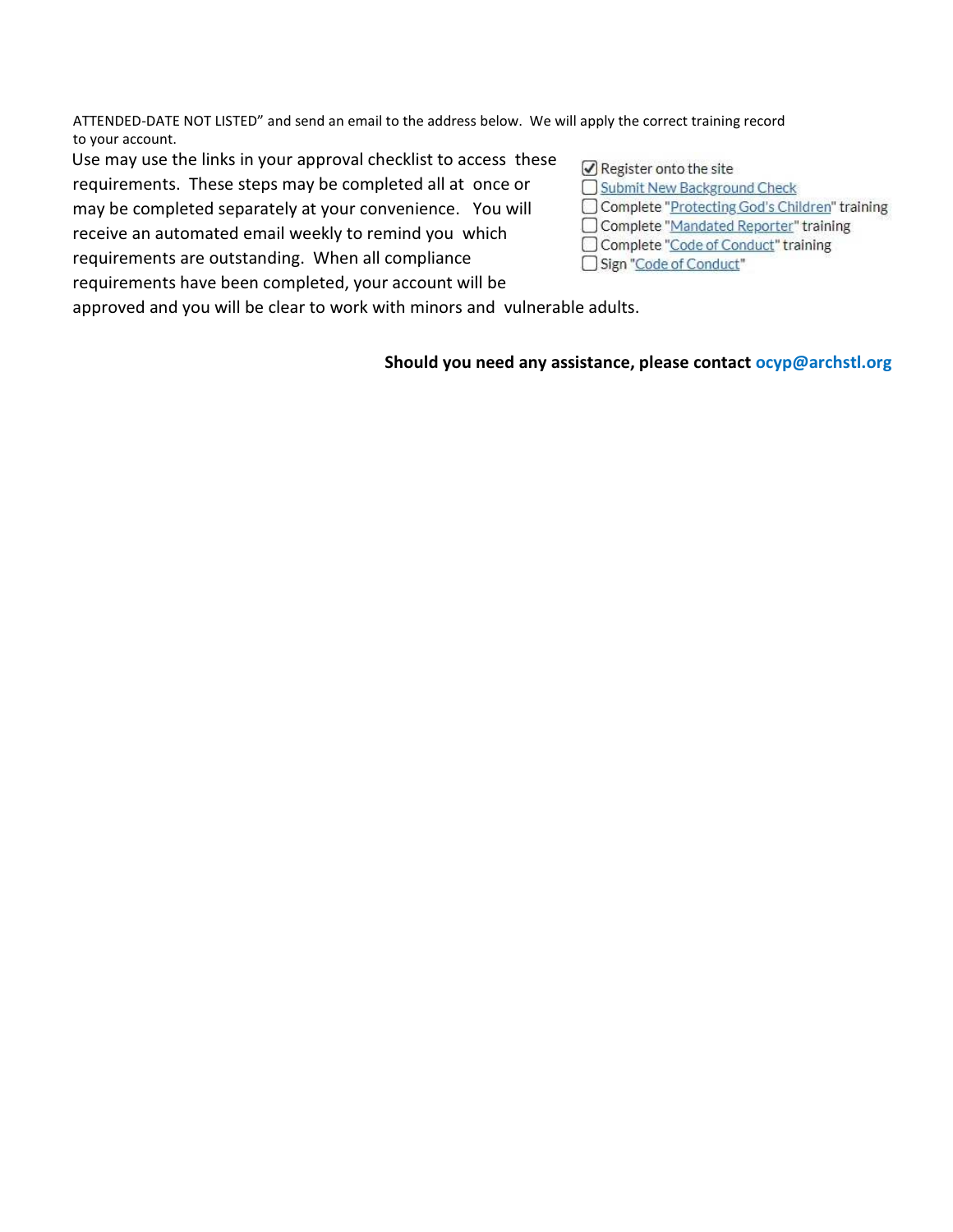ATTENDED-DATE NOT LISTED" and send an email to the address below. We will apply the correct training record to your account.

Use may use the links in your approval checklist to access these requirements. These steps may be completed all at once or may be completed separately at your convenience. You will receive an automated email weekly to remind you which requirements are outstanding. When all compliance requirements have been completed, your account will be approved and you will be clear to work with minors and vulnerable adults.

- [x] Register onto the site
- [ ] Submit New Background Check
- [ ] Complete "Protecting God's Children" training
- [ ] Complete "Mandated Reporter" training
- [ ] Complete "Code of Conduct" training
- [ ] Sign "Code of Conduct"

**Should you need any assistance, please contact ocyp@archstl.org**